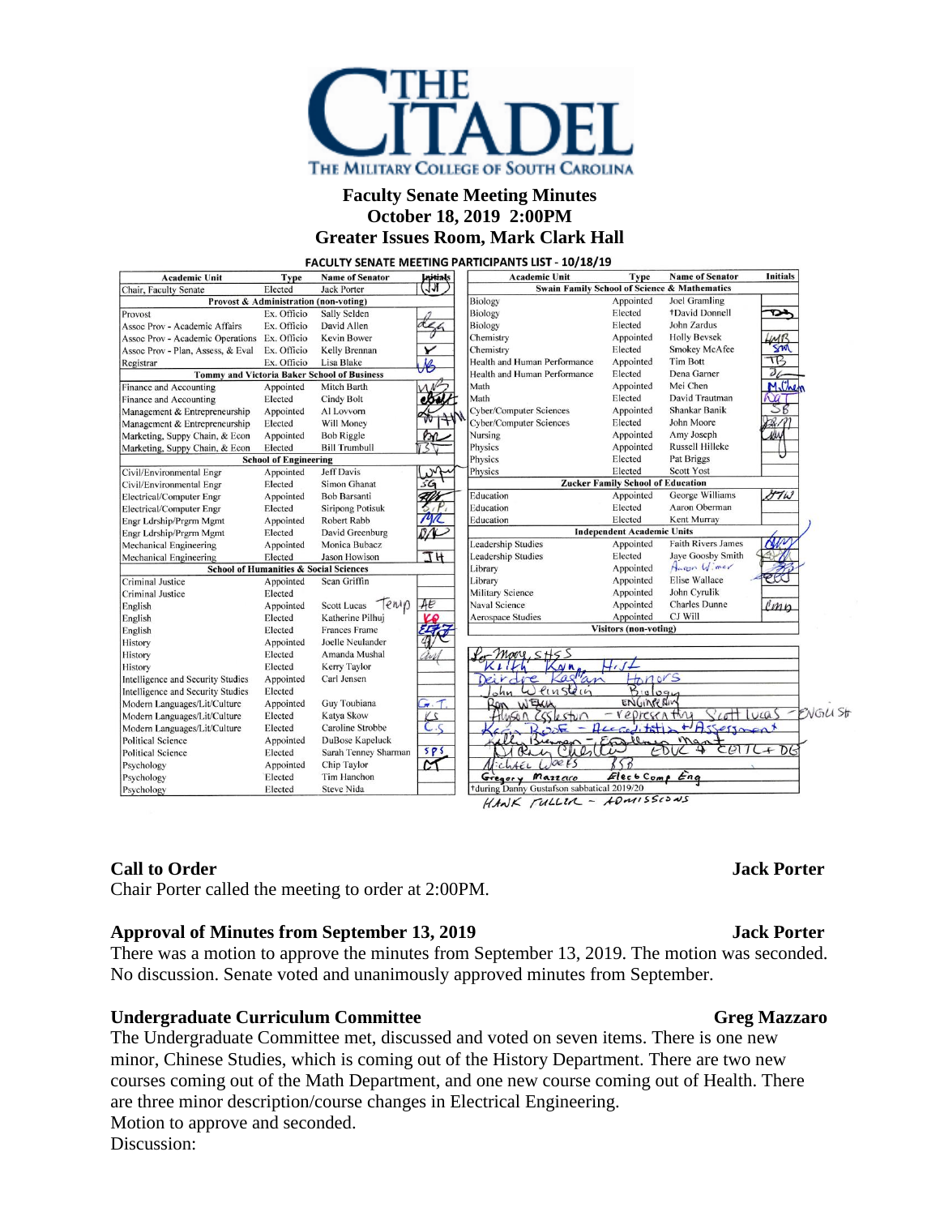# THE CITADEL
THE MILITARY COLLEGE OF SOUTH CAROLINA

## Faculty Senate Meeting Minutes
## October 18, 2019 2:00PM
## Greater Issues Room, Mark Clark Hall

**FACULTY SENATE MEETING PARTICIPANTS LIST - 10/18/19**

| Academic Unit | Type | Name of Senator | Initials |
|---|---|---|---|
| Chair, Faculty Senate | Elected | Jack Porter | JJP |
| **Provost & Administration (non-voting)** | | | |
| Provost | Ex. Officio | Sally Selden | |
| Assoc Prov - Academic Affairs | Ex. Officio | David Allen | dga |
| Assoc Prov - Academic Operations | Ex. Officio | Kevin Bower | |
| Assoc Prov - Plan, Assess, & Eval | Ex. Officio | Kelly Brennan | ✓ |
| Registrar | Ex. Officio | Lisa Blake | LB |
| **Tommy and Victoria Baker School of Business** | | | |
| Finance and Accounting | Appointed | Mitch Barth | MB |
| Finance and Accounting | Elected | Cindy Bolt | cBolt |
| Management & Entrepreneurship | Appointed | Al Lovvorn | AL |
| Management & Entrepreneurship | Elected | Will Money | WM |
| Marketing, Suppy Chain, & Econ | Appointed | Bob Riggle | BR |
| Marketing, Suppy Chain, & Econ | Elected | Bill Trumbull | BT |
| **School of Engineering** | | | |
| Civil/Environmental Engr | Appointed | Jeff Davis | JD |
| Civil/Environmental Engr | Elected | Simon Ghanat | SG |
| Electrical/Computer Engr | Appointed | Bob Barsanti | RJB |
| Electrical/Computer Engr | Elected | Siripong Potisuk | S.P. |
| Engr Ldrship/Prgrm Mgmt | Appointed | Robert Rabb | RJR |
| Engr Ldrship/Prgrm Mgmt | Elected | David Greenburg | DJG |
| Mechanical Engineering | Appointed | Monica Bubacz | |
| Mechanical Engineering | Elected | Jason Howison | JH |
| **School of Humanities & Social Sciences** | | | |
| Criminal Justice | Appointed | Sean Griffin | |
| Criminal Justice | Elected | | |
| English | Appointed | Scott Lucas Temp | AE |
| English | Elected | Katherine Pilhuj | KP |
| English | Elected | Frances Frame | EFF |
| History | Appointed | Joelle Neulander | JN |
| History | Elected | Amanda Mushal | AM |
| History | Elected | Kerry Taylor | |
| Intelligence and Security Studies | Appointed | Carl Jensen | |
| Intelligence and Security Studies | Elected | | |
| Modern Languages/Lit/Culture | Appointed | Guy Toubiana | G.T. |
| Modern Languages/Lit/Culture | Elected | Katya Skow | KS |
| Modern Languages/Lit/Culture | Elected | Caroline Strobbe | C.S. |
| Political Science | Appointed | DuBose Kapeluck | |
| Political Science | Elected | Sarah Tenney Sharman | SPS |
| Psychology | Appointed | Chip Taylor | CT |
| Psychology | Elected | Tim Hanchon | |
| Psychology | Elected | Steve Nida | |

| Academic Unit | Type | Name of Senator | Initials |
|---|---|---|---|
| **Swain Family School of Science & Mathematics** | | | |
| Biology | Appointed | Joel Gramling | |
| Biology | Elected | †David Donnell | DD |
| Biology | Elected | John Zardus | |
| Chemistry | Appointed | Holly Bevsek | HMB |
| Chemistry | Elected | Smokey McAfee | SM |
| Health and Human Performance | Appointed | Tim Bott | TB |
| Health and Human Performance | Elected | Dena Garner | DG |
| Math | Appointed | Mei Chen | M Chen |
| Math | Elected | David Trautman | DGT |
| Cyber/Computer Sciences | Appointed | Shankar Banik | SB |
| Cyber/Computer Sciences | Elected | John Moore | JM |
| Nursing | Appointed | Amy Joseph | AJ |
| Physics | Appointed | Russell Hilleke | |
| Physics | Elected | Pat Briggs | |
| Physics | Elected | Scott Yost | |
| **Zucker Family School of Education** | | | |
| Education | Appointed | George Williams | GTW |
| Education | Elected | Aaron Oberman | |
| Education | Elected | Kent Murray | |
| **Independent Academic Units** | | | |
| Leadership Studies | Appointed | Faith Rivers James | FRJ |
| Leadership Studies | Elected | Jaye Goosby Smith | JGS |
| Library | Appointed | Aaron Wimer | AW |
| Library | Appointed | Elise Wallace | EW |
| Military Science | Appointed | John Cyrulik | |
| Naval Science | Appointed | Charles Dunne | CMD |
| Aerospace Studies | Appointed | CJ Will | |
| **Visitors (non-voting)** | | | |
| Jo Mary, SHSS | | | |
| Keith Knapp, Hist | | | |
| Deirdre Kaplan, Honors | | | |
| John Weinstein, Biology | | | |
| Ron Welch, Engineering | | | |
| Alison Eggleston - representing Scott Lucas - English | | | |
| Kevin Rose - Accreditation + Assessment | | | |
| Kelly Brennan - Enrollment Mgmt | | | |
| Dr Ray Chester, EDUC + CETL + DG | | | |
| Michael Woeks, BSB | | | |
| Gregory Mazzaro, Elec & Comp Eng | | | |
| Hank Fuller - Admissions | | | |

†during Danny Gustafson sabbatical 2019/20

### Call to Order — Jack Porter

Chair Porter called the meeting to order at 2:00PM.

### Approval of Minutes from September 13, 2019 — Jack Porter

There was a motion to approve the minutes from September 13, 2019. The motion was seconded. No discussion. Senate voted and unanimously approved minutes from September.

### Undergraduate Curriculum Committee — Greg Mazzaro

The Undergraduate Committee met, discussed and voted on seven items. There is one new minor, Chinese Studies, which is coming out of the History Department. There are two new courses coming out of the Math Department, and one new course coming out of Health. There are three minor description/course changes in Electrical Engineering.
Motion to approve and seconded.
Discussion: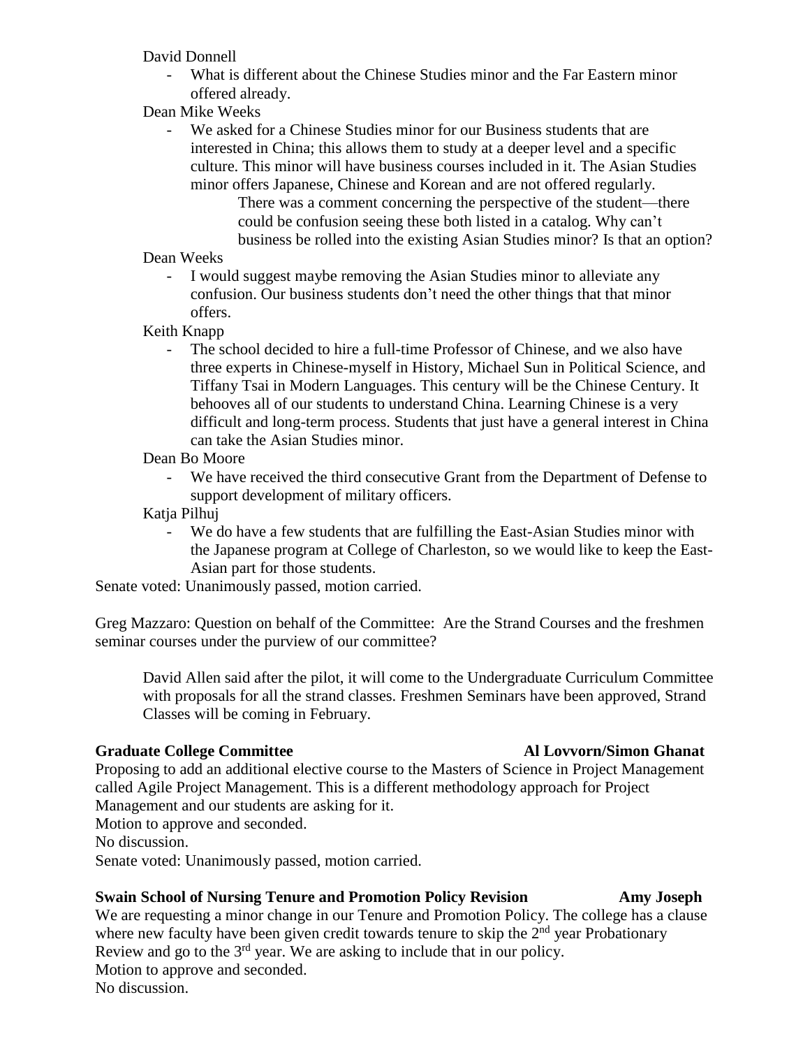David Donnell

- What is different about the Chinese Studies minor and the Far Eastern minor offered already.

Dean Mike Weeks

- We asked for a Chinese Studies minor for our Business students that are interested in China; this allows them to study at a deeper level and a specific culture. This minor will have business courses included in it. The Asian Studies minor offers Japanese, Chinese and Korean and are not offered regularly.

  There was a comment concerning the perspective of the student—there could be confusion seeing these both listed in a catalog. Why can't business be rolled into the existing Asian Studies minor? Is that an option?

Dean Weeks

- I would suggest maybe removing the Asian Studies minor to alleviate any confusion. Our business students don't need the other things that that minor offers.

Keith Knapp

- The school decided to hire a full-time Professor of Chinese, and we also have three experts in Chinese-myself in History, Michael Sun in Political Science, and Tiffany Tsai in Modern Languages. This century will be the Chinese Century. It behooves all of our students to understand China. Learning Chinese is a very difficult and long-term process. Students that just have a general interest in China can take the Asian Studies minor.

Dean Bo Moore

- We have received the third consecutive Grant from the Department of Defense to support development of military officers.

Katja Pilhuj

- We do have a few students that are fulfilling the East-Asian Studies minor with the Japanese program at College of Charleston, so we would like to keep the East-Asian part for those students.

Senate voted: Unanimously passed, motion carried.

Greg Mazzaro: Question on behalf of the Committee: Are the Strand Courses and the freshmen seminar courses under the purview of our committee?

David Allen said after the pilot, it will come to the Undergraduate Curriculum Committee with proposals for all the strand classes. Freshmen Seminars have been approved, Strand Classes will be coming in February.

**Graduate College Committee** **Al Lovvorn/Simon Ghanat**

Proposing to add an additional elective course to the Masters of Science in Project Management called Agile Project Management. This is a different methodology approach for Project Management and our students are asking for it.

Motion to approve and seconded.

No discussion.

Senate voted: Unanimously passed, motion carried.

**Swain School of Nursing Tenure and Promotion Policy Revision** **Amy Joseph**

We are requesting a minor change in our Tenure and Promotion Policy. The college has a clause where new faculty have been given credit towards tenure to skip the 2nd year Probationary Review and go to the 3rd year. We are asking to include that in our policy.

Motion to approve and seconded.

No discussion.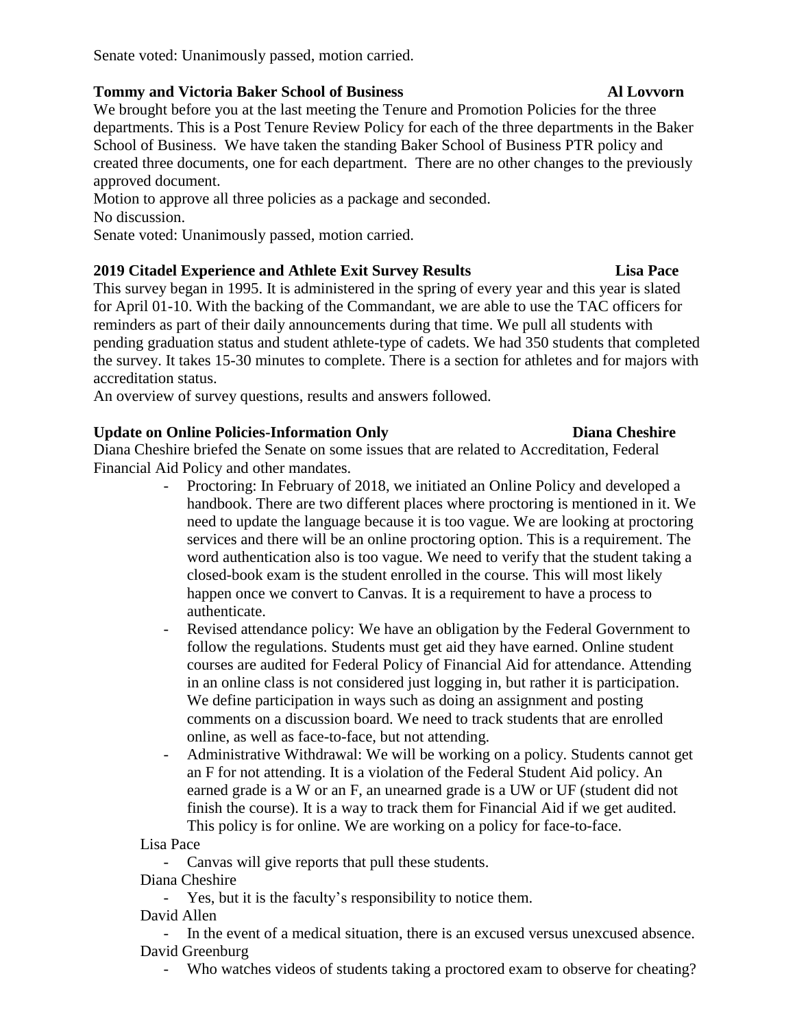Senate voted: Unanimously passed, motion carried.

**Tommy and Victoria Baker School of Business** **Al Lovvorn**

We brought before you at the last meeting the Tenure and Promotion Policies for the three departments. This is a Post Tenure Review Policy for each of the three departments in the Baker School of Business. We have taken the standing Baker School of Business PTR policy and created three documents, one for each department. There are no other changes to the previously approved document.

Motion to approve all three policies as a package and seconded.

No discussion.

Senate voted: Unanimously passed, motion carried.

**2019 Citadel Experience and Athlete Exit Survey Results** **Lisa Pace**

This survey began in 1995. It is administered in the spring of every year and this year is slated for April 01-10. With the backing of the Commandant, we are able to use the TAC officers for reminders as part of their daily announcements during that time. We pull all students with pending graduation status and student athlete-type of cadets. We had 350 students that completed the survey. It takes 15-30 minutes to complete. There is a section for athletes and for majors with accreditation status.

An overview of survey questions, results and answers followed.

**Update on Online Policies-Information Only** **Diana Cheshire**

Diana Cheshire briefed the Senate on some issues that are related to Accreditation, Federal Financial Aid Policy and other mandates.

- Proctoring: In February of 2018, we initiated an Online Policy and developed a handbook. There are two different places where proctoring is mentioned in it. We need to update the language because it is too vague. We are looking at proctoring services and there will be an online proctoring option. This is a requirement. The word authentication also is too vague. We need to verify that the student taking a closed-book exam is the student enrolled in the course. This will most likely happen once we convert to Canvas. It is a requirement to have a process to authenticate.
- Revised attendance policy: We have an obligation by the Federal Government to follow the regulations. Students must get aid they have earned. Online student courses are audited for Federal Policy of Financial Aid for attendance. Attending in an online class is not considered just logging in, but rather it is participation. We define participation in ways such as doing an assignment and posting comments on a discussion board. We need to track students that are enrolled online, as well as face-to-face, but not attending.
- Administrative Withdrawal: We will be working on a policy. Students cannot get an F for not attending. It is a violation of the Federal Student Aid policy. An earned grade is a W or an F, an unearned grade is a UW or UF (student did not finish the course). It is a way to track them for Financial Aid if we get audited. This policy is for online. We are working on a policy for face-to-face.

Lisa Pace

- Canvas will give reports that pull these students.

Diana Cheshire

- Yes, but it is the faculty's responsibility to notice them.

David Allen

- In the event of a medical situation, there is an excused versus unexcused absence.

David Greenburg

- Who watches videos of students taking a proctored exam to observe for cheating?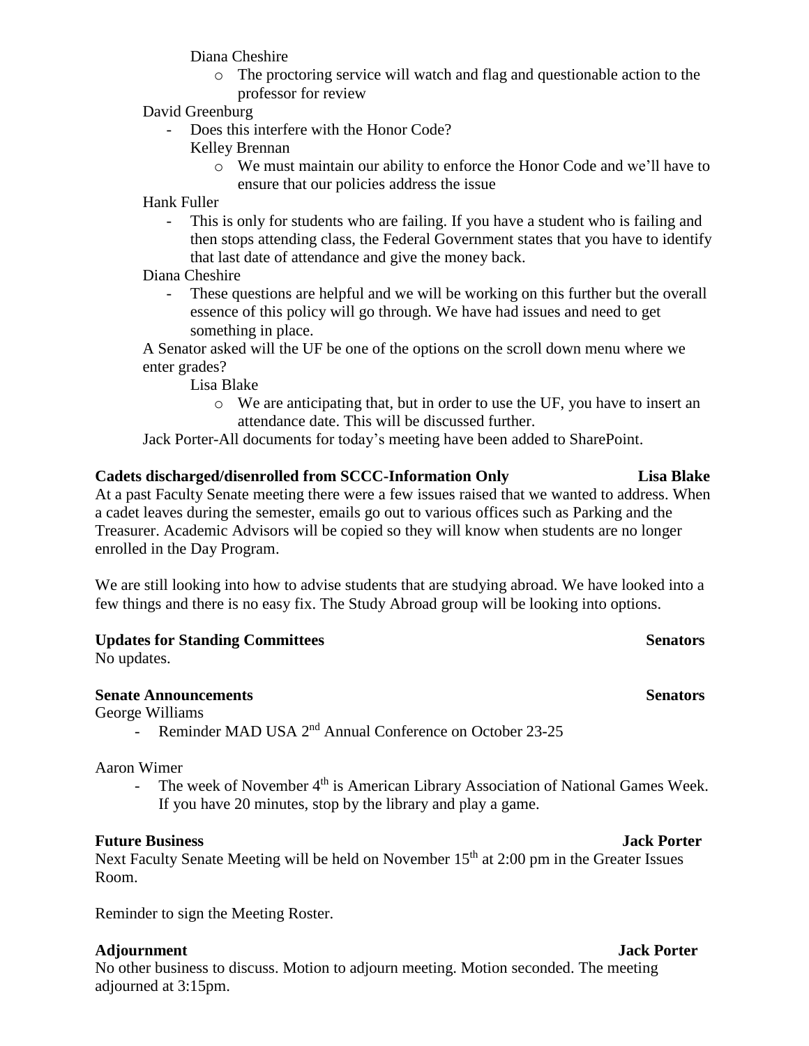Diana Cheshire

- The proctoring service will watch and flag and questionable action to the professor for review

David Greenburg

- Does this interfere with the Honor Code?

  Kelley Brennan

  - We must maintain our ability to enforce the Honor Code and we'll have to ensure that our policies address the issue

Hank Fuller

- This is only for students who are failing. If you have a student who is failing and then stops attending class, the Federal Government states that you have to identify that last date of attendance and give the money back.

Diana Cheshire

- These questions are helpful and we will be working on this further but the overall essence of this policy will go through. We have had issues and need to get something in place.

A Senator asked will the UF be one of the options on the scroll down menu where we enter grades?

Lisa Blake

- We are anticipating that, but in order to use the UF, you have to insert an attendance date. This will be discussed further.

Jack Porter-All documents for today's meeting have been added to SharePoint.

**Cadets discharged/disenrolled from SCCC-Information Only** **Lisa Blake**

At a past Faculty Senate meeting there were a few issues raised that we wanted to address. When a cadet leaves during the semester, emails go out to various offices such as Parking and the Treasurer. Academic Advisors will be copied so they will know when students are no longer enrolled in the Day Program.

We are still looking into how to advise students that are studying abroad. We have looked into a few things and there is no easy fix. The Study Abroad group will be looking into options.

**Updates for Standing Committees** **Senators**

No updates.

**Senate Announcements** **Senators**

George Williams

- Reminder MAD USA 2nd Annual Conference on October 23-25

Aaron Wimer

- The week of November 4th is American Library Association of National Games Week. If you have 20 minutes, stop by the library and play a game.

**Future Business** **Jack Porter**

Next Faculty Senate Meeting will be held on November 15th at 2:00 pm in the Greater Issues Room.

Reminder to sign the Meeting Roster.

**Adjournment** **Jack Porter**

No other business to discuss. Motion to adjourn meeting. Motion seconded. The meeting adjourned at 3:15pm.